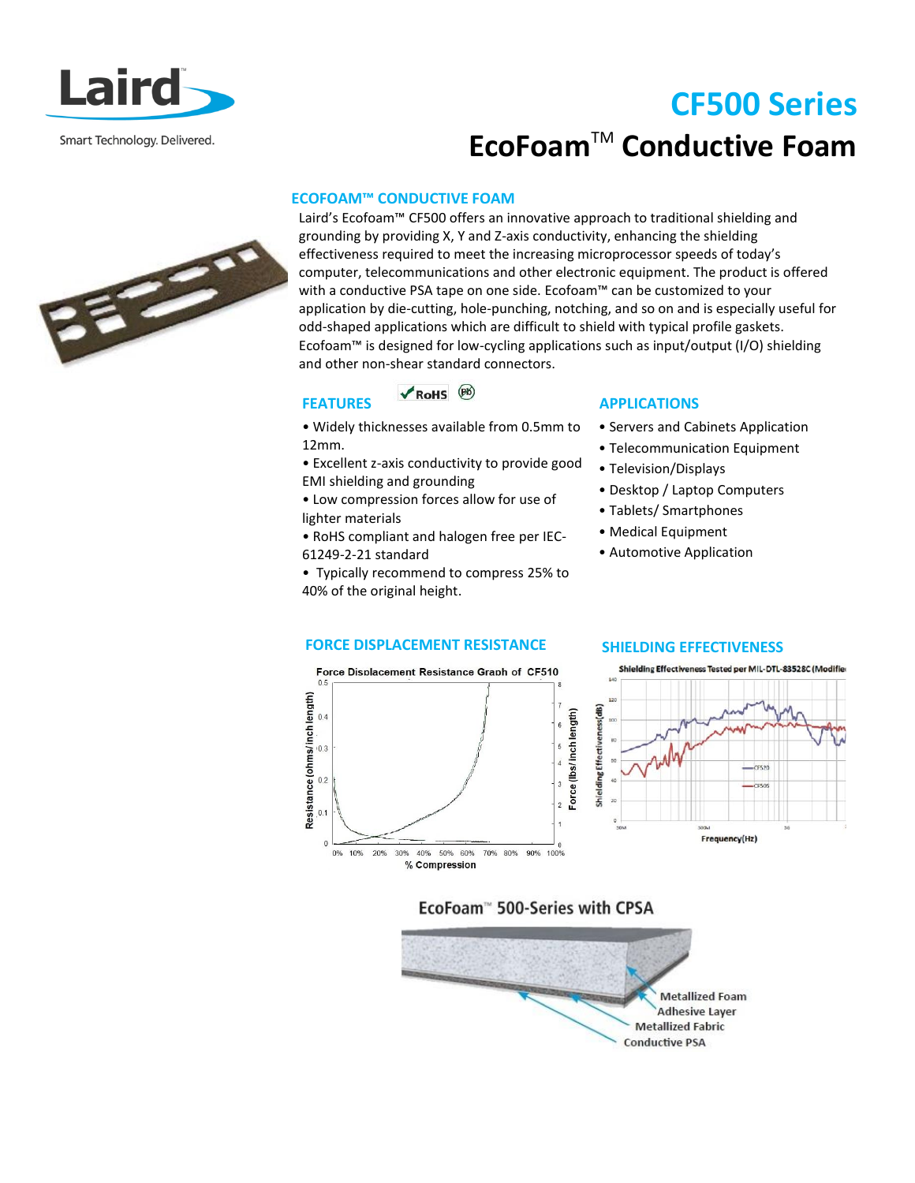# CF500 Series

# EcoFoam™ Conductive Foam

## ECOFOAM™ CONDUCTIVE FOAM

Laird's Ecofoam™ CF500 offers an innovative approach to traditional shielding and grounding by providing X, Y and Z-axis conductivity, enhancing the shielding effectiveness required to meet the increasing microprocessor speeds of today's computer, telecommunications and other electronic equipment. The product is offered with a conductive PSA tape on one side. Ecofoam™ can be customized to your application by die-cutting, hole-punching, notching, and so on and is especially useful for odd-shaped applications which are difficult to shield with typical profile gaskets. Ecofoam™ is designed for low-cycling applications such as input/output (I/O) shielding and other non-shear standard connectors.

## FEATURES

- Widely thicknesses available from 0.5mm to 12mm.
- Excellent z-axis conductivity to provide good EMI shielding and grounding
- Low compression forces allow for use of lighter materials
- RoHS compliant and halogen free per IEC-61249-2-21 standard
- Typically recommend to compress 25% to 40% of the original height.

## APPLICATIONS

- Servers and Cabinets Application
- Telecommunication Equipment
- Television/Displays
- Desktop / Laptop Computers
- Tablets/ Smartphones
- Medical Equipment
- Automotive Application

## FORCE DISPLACEMENT RESISTANCE

Force Displacement Resistance Graph of CF510

## SHIELDING EFFECTIVENESS

Shielding Effectiveness Tested per MIL-DTL-83528C (Modified)

EcoFoam™ 500-Series with CPSA

Metallized Foam
Adhesive Layer
Metallized Fabric
Conductive PSA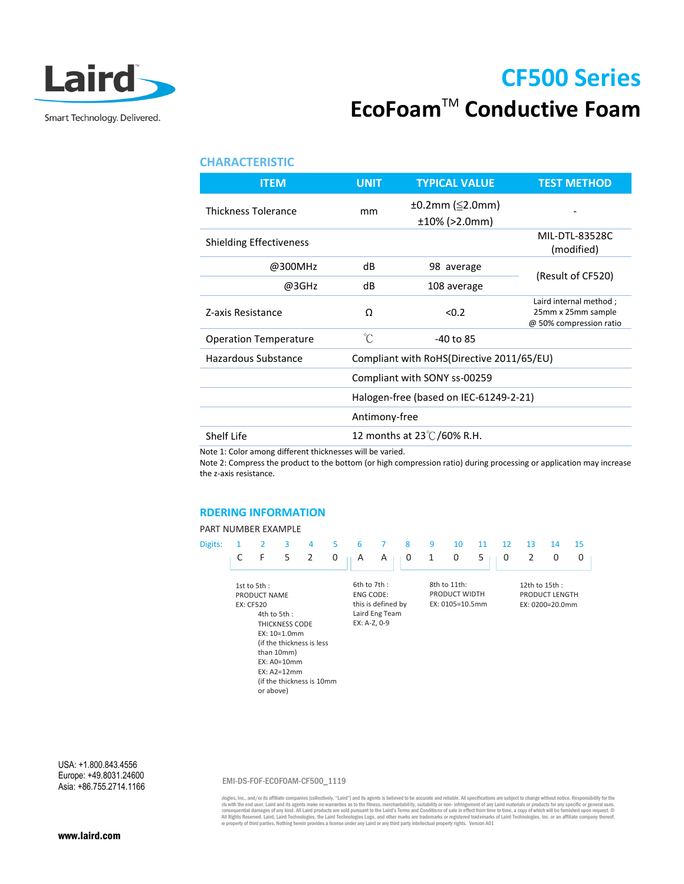# CF500 Series

# EcoFoam™ Conductive Foam

## CHARACTERISTIC

| ITEM | UNIT | TYPICAL VALUE | TEST METHOD |
|---|---|---|---|
| Thickness Tolerance | mm | ±0.2mm (≦2.0mm) ±10% (>2.0mm) | - |
| Shielding Effectiveness | | | MIL-DTL-83528C (modified) |
| @300MHz | dB | 98 average | (Result of CF520) |
| @3GHz | dB | 108 average | |
| Z-axis Resistance | Ω | <0.2 | Laird internal method ; 25mm x 25mm sample @ 50% compression ratio |
| Operation Temperature | ℃ | -40 to 85 | |
| Hazardous Substance | Compliant with RoHS(Directive 2011/65/EU) | | |
| | Compliant with SONY ss-00259 | | |
| | Halogen-free (based on IEC-61249-2-21) | | |
| | Antimony-free | | |
| Shelf Life | 12 months at 23℃/60% R.H. | | |

Note 1: Color among different thicknesses will be varied.

Note 2: Compress the product to the bottom (or high compression ratio) during processing or application may increase the z-axis resistance.

## RDERING INFORMATION

PART NUMBER EXAMPLE

| Digits: | 1 | 2 | 3 | 4 | 5 | 6 | 7 | 8 | 9 | 10 | 11 | 12 | 13 | 14 | 15 |
|---|---|---|---|---|---|---|---|---|---|---|---|---|---|---|---|
| | C | F | 5 | 2 | 0 | A | A | 0 | 1 | 0 | 5 | 0 | 2 | 0 | 0 |

1st to 5th :
PRODUCT NAME
EX: CF520

4th to 5th :
THICKNESS CODE
EX: 10=1.0mm
(if the thickness is less than 10mm)
EX: A0=10mm
EX: A2=12mm
(if the thickness is 10mm or above)

6th to 7th :
ENG CODE:
this is defined by Laird Eng Team
EX: A-Z, 0-9

8th to 11th:
PRODUCT WIDTH
EX: 0105=10.5mm

12th to 15th :
PRODUCT LENGTH
EX: 0200=20.0mm

USA: +1.800.843.4556
Europe: +49.8031.24600
Asia: +86.755.2714.1166

www.laird.com

EMI-DS-FOF-ECOFOAM-CF500_1119

ologies, Inc., and/or its affiliate companies (collectively, "Laird") and its agents is believed to be accurate and reliable. All specifications are subject to change without notice. Responsibility for the sts with the end user. Laird and its agents make no warranties as to the fitness, merchantability, suitability or non- infringement of any Laird materials or products for any specific or general uses. consequential damages of any kind. All Laird products are sold pursuant to the Laird's Terms and Conditions of sale in effect from time to time, a copy of which will be furnished upon request. © All Rights Reserved. Laird, Laird Technologies, the Laird Technologies Logo, and other marks are trademarks or registered trademarks of Laird Technologies, Inc. or an affiliate company thereof. e property of third parties. Nothing herein provides a license under any Laird or any third party intellectual property rights. Version A01